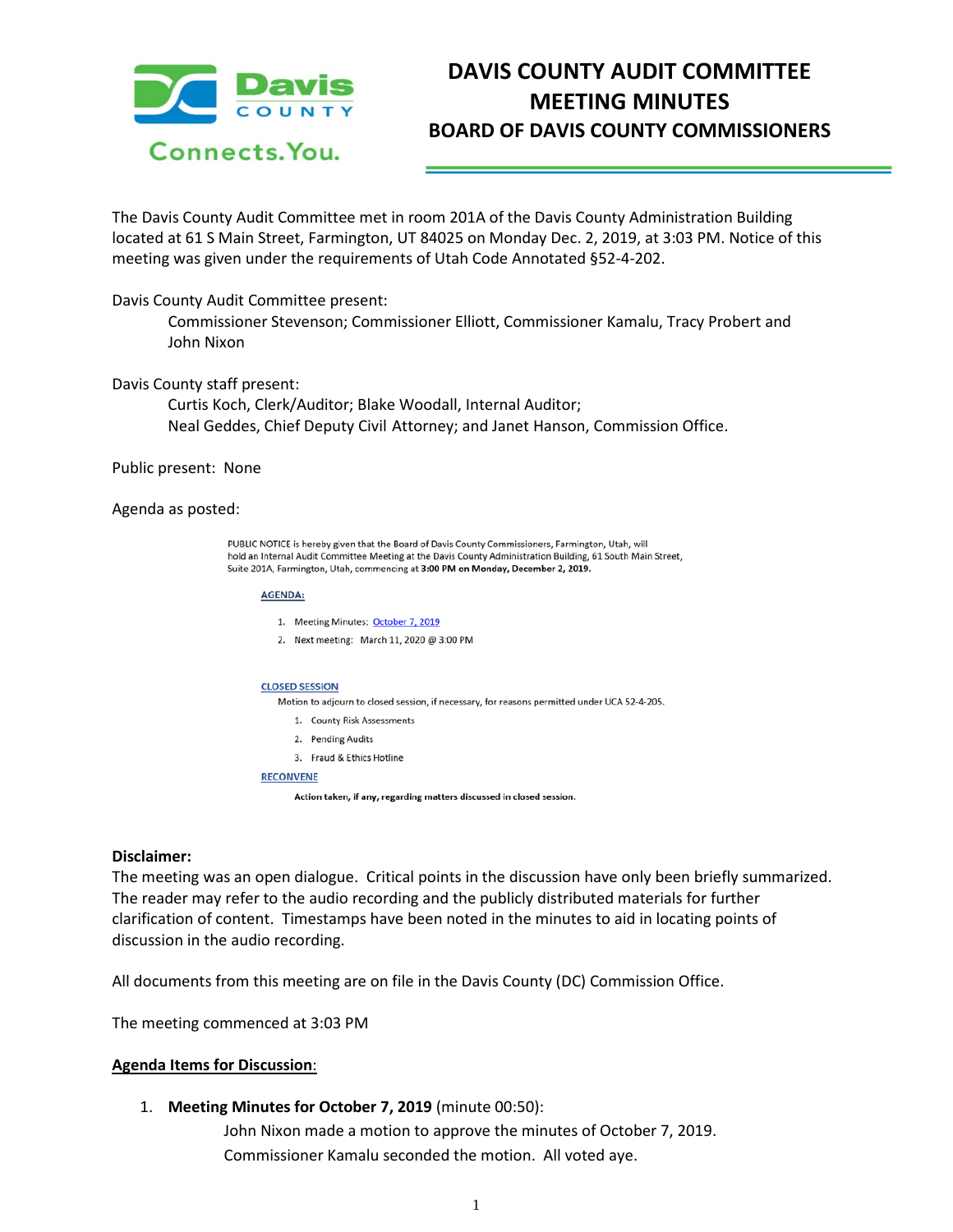# DAVIS COUNTY AUDIT COMMITTEE MEETING MINUTES

## BOARD OF DAVIS COUNTY COMMISSIONERS

The Davis County Audit Committee met in room 201A of the Davis County Administration Building located at 61 S Main Street, Farmington, UT 84025 on Monday Dec. 2, 2019, at 3:03 PM. Notice of this meeting was given under the requirements of Utah Code Annotated §52-4-202.

Davis County Audit Committee present:

Commissioner Stevenson; Commissioner Elliott, Commissioner Kamalu, Tracy Probert and John Nixon

Davis County staff present:

Curtis Koch, Clerk/Auditor; Blake Woodall, Internal Auditor;
Neal Geddes, Chief Deputy Civil Attorney; and Janet Hanson, Commission Office.

Public present: None

Agenda as posted:

PUBLIC NOTICE is hereby given that the Board of Davis County Commissioners, Farmington, Utah, will hold an Internal Audit Committee Meeting at the Davis County Administration Building, 61 South Main Street, Suite 201A, Farmington, Utah, commencing at **3:00 PM on Monday, December 2, 2019.**

**AGENDA:**

1. Meeting Minutes: October 7, 2019
2. Next meeting: March 11, 2020 @ 3:00 PM

**CLOSED SESSION**

Motion to adjourn to closed session, if necessary, for reasons permitted under UCA 52-4-205.

1. County Risk Assessments
2. Pending Audits
3. Fraud & Ethics Hotline

**RECONVENE**

**Action taken, if any, regarding matters discussed in closed session.**

**Disclaimer:**
The meeting was an open dialogue. Critical points in the discussion have only been briefly summarized. The reader may refer to the audio recording and the publicly distributed materials for further clarification of content. Timestamps have been noted in the minutes to aid in locating points of discussion in the audio recording.

All documents from this meeting are on file in the Davis County (DC) Commission Office.

The meeting commenced at 3:03 PM

**Agenda Items for Discussion:**

1. **Meeting Minutes for October 7, 2019** (minute 00:50):

   John Nixon made a motion to approve the minutes of October 7, 2019.
   Commissioner Kamalu seconded the motion. All voted aye.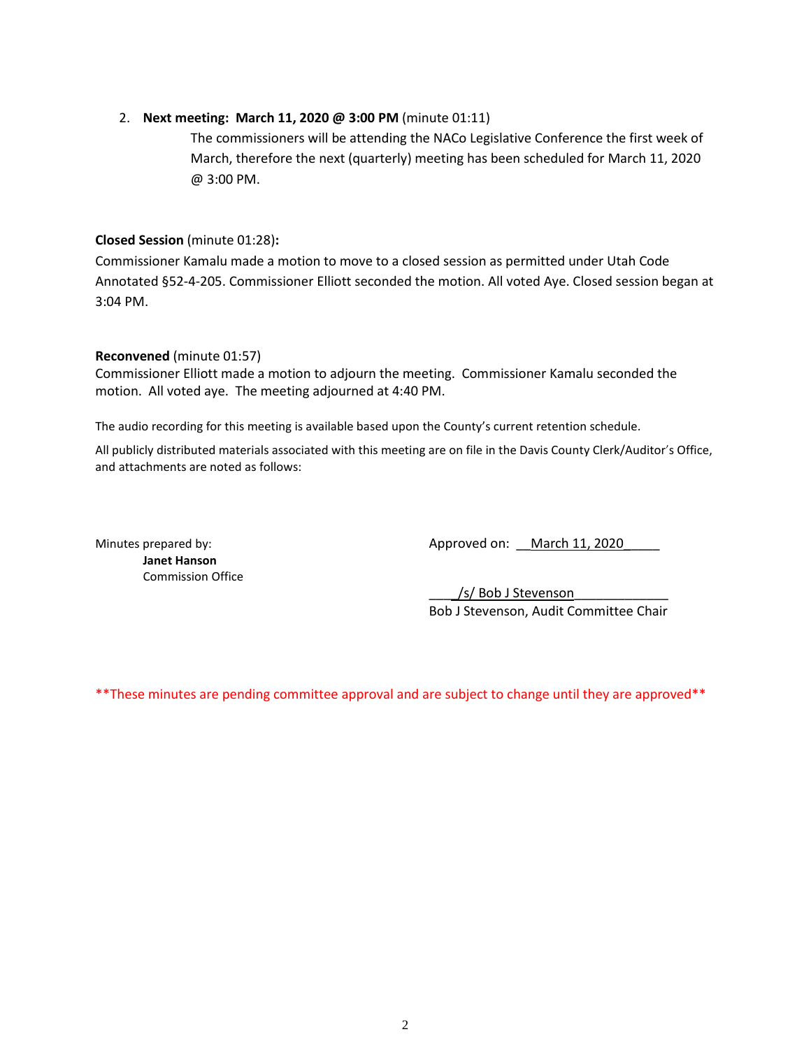2. **Next meeting: March 11, 2020 @ 3:00 PM** (minute 01:11)

   The commissioners will be attending the NACo Legislative Conference the first week of March, therefore the next (quarterly) meeting has been scheduled for March 11, 2020 @ 3:00 PM.

**Closed Session** (minute 01:28)**:**

Commissioner Kamalu made a motion to move to a closed session as permitted under Utah Code Annotated §52-4-205. Commissioner Elliott seconded the motion. All voted Aye. Closed session began at 3:04 PM.

**Reconvened** (minute 01:57)

Commissioner Elliott made a motion to adjourn the meeting. Commissioner Kamalu seconded the motion. All voted aye. The meeting adjourned at 4:40 PM.

The audio recording for this meeting is available based upon the County's current retention schedule.

All publicly distributed materials associated with this meeting are on file in the Davis County Clerk/Auditor's Office, and attachments are noted as follows:

Minutes prepared by:
**Janet Hanson**
Commission Office

Approved on: March 11, 2020

/s/ Bob J Stevenson
Bob J Stevenson, Audit Committee Chair

\*\*These minutes are pending committee approval and are subject to change until they are approved\*\*